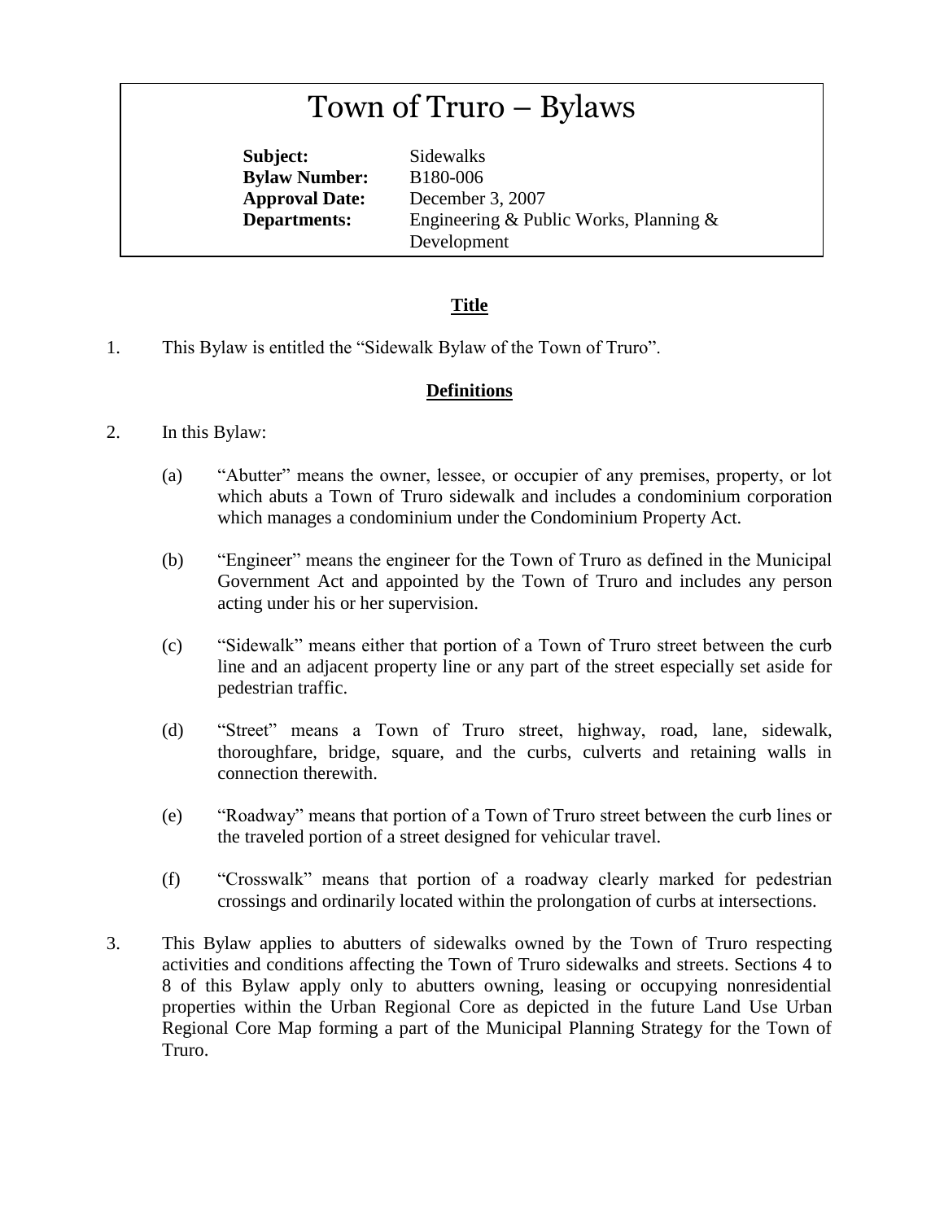# Town of Truro – Bylaws

**Subject:** Sidewalks
**Bylaw Number:** B180-006
**Approval Date:** December 3, 2007
**Departments:** Engineering & Public Works, Planning & Development

## Title

1. This Bylaw is entitled the "Sidewalk Bylaw of the Town of Truro".

## Definitions

2. In this Bylaw:

   (a) "Abutter" means the owner, lessee, or occupier of any premises, property, or lot which abuts a Town of Truro sidewalk and includes a condominium corporation which manages a condominium under the Condominium Property Act.

   (b) "Engineer" means the engineer for the Town of Truro as defined in the Municipal Government Act and appointed by the Town of Truro and includes any person acting under his or her supervision.

   (c) "Sidewalk" means either that portion of a Town of Truro street between the curb line and an adjacent property line or any part of the street especially set aside for pedestrian traffic.

   (d) "Street" means a Town of Truro street, highway, road, lane, sidewalk, thoroughfare, bridge, square, and the curbs, culverts and retaining walls in connection therewith.

   (e) "Roadway" means that portion of a Town of Truro street between the curb lines or the traveled portion of a street designed for vehicular travel.

   (f) "Crosswalk" means that portion of a roadway clearly marked for pedestrian crossings and ordinarily located within the prolongation of curbs at intersections.

3. This Bylaw applies to abutters of sidewalks owned by the Town of Truro respecting activities and conditions affecting the Town of Truro sidewalks and streets. Sections 4 to 8 of this Bylaw apply only to abutters owning, leasing or occupying nonresidential properties within the Urban Regional Core as depicted in the future Land Use Urban Regional Core Map forming a part of the Municipal Planning Strategy for the Town of Truro.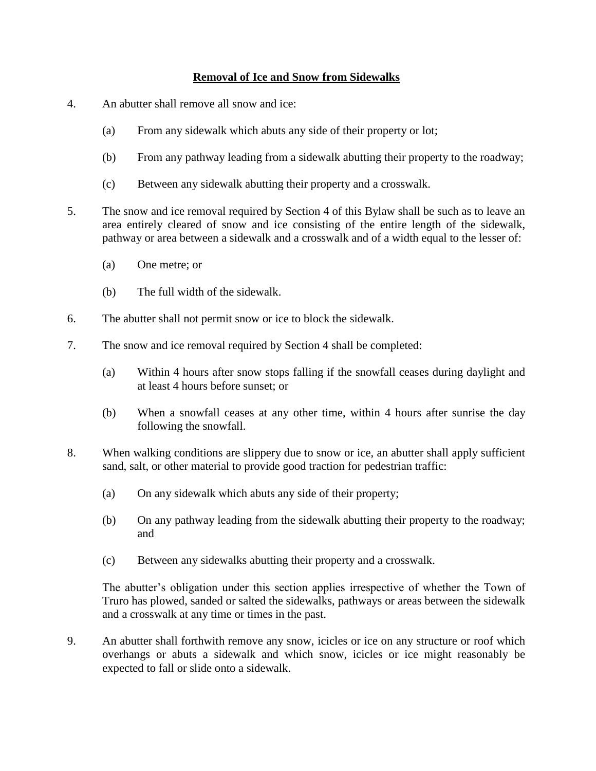## Removal of Ice and Snow from Sidewalks

4. An abutter shall remove all snow and ice:

   (a) From any sidewalk which abuts any side of their property or lot;

   (b) From any pathway leading from a sidewalk abutting their property to the roadway;

   (c) Between any sidewalk abutting their property and a crosswalk.

5. The snow and ice removal required by Section 4 of this Bylaw shall be such as to leave an area entirely cleared of snow and ice consisting of the entire length of the sidewalk, pathway or area between a sidewalk and a crosswalk and of a width equal to the lesser of:

   (a) One metre; or

   (b) The full width of the sidewalk.

6. The abutter shall not permit snow or ice to block the sidewalk.

7. The snow and ice removal required by Section 4 shall be completed:

   (a) Within 4 hours after snow stops falling if the snowfall ceases during daylight and at least 4 hours before sunset; or

   (b) When a snowfall ceases at any other time, within 4 hours after sunrise the day following the snowfall.

8. When walking conditions are slippery due to snow or ice, an abutter shall apply sufficient sand, salt, or other material to provide good traction for pedestrian traffic:

   (a) On any sidewalk which abuts any side of their property;

   (b) On any pathway leading from the sidewalk abutting their property to the roadway; and

   (c) Between any sidewalks abutting their property and a crosswalk.

   The abutter's obligation under this section applies irrespective of whether the Town of Truro has plowed, sanded or salted the sidewalks, pathways or areas between the sidewalk and a crosswalk at any time or times in the past.

9. An abutter shall forthwith remove any snow, icicles or ice on any structure or roof which overhangs or abuts a sidewalk and which snow, icicles or ice might reasonably be expected to fall or slide onto a sidewalk.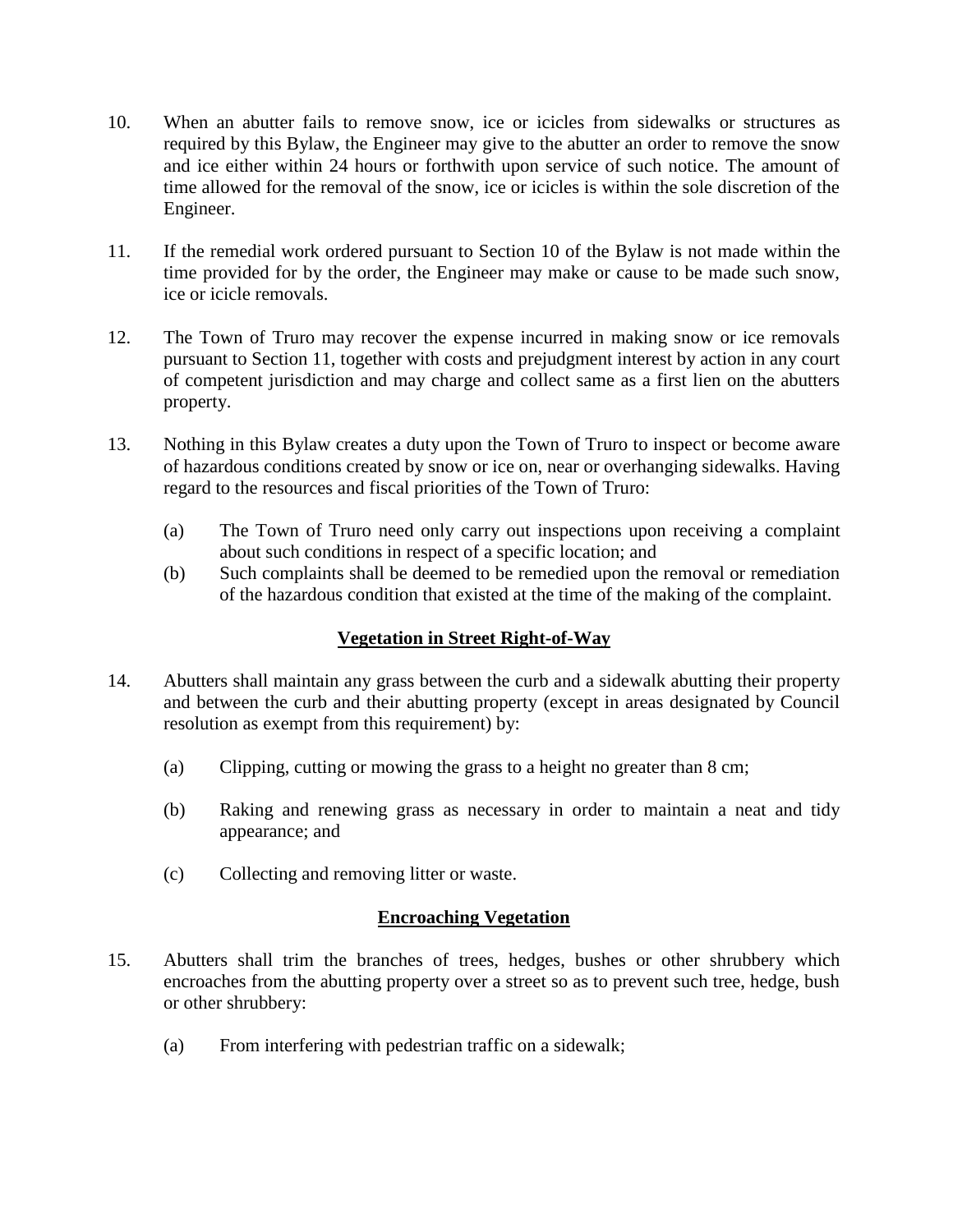10. When an abutter fails to remove snow, ice or icicles from sidewalks or structures as required by this Bylaw, the Engineer may give to the abutter an order to remove the snow and ice either within 24 hours or forthwith upon service of such notice. The amount of time allowed for the removal of the snow, ice or icicles is within the sole discretion of the Engineer.

11. If the remedial work ordered pursuant to Section 10 of the Bylaw is not made within the time provided for by the order, the Engineer may make or cause to be made such snow, ice or icicle removals.

12. The Town of Truro may recover the expense incurred in making snow or ice removals pursuant to Section 11, together with costs and prejudgment interest by action in any court of competent jurisdiction and may charge and collect same as a first lien on the abutters property.

13. Nothing in this Bylaw creates a duty upon the Town of Truro to inspect or become aware of hazardous conditions created by snow or ice on, near or overhanging sidewalks. Having regard to the resources and fiscal priorities of the Town of Truro:

    (a) The Town of Truro need only carry out inspections upon receiving a complaint about such conditions in respect of a specific location; and
    (b) Such complaints shall be deemed to be remedied upon the removal or remediation of the hazardous condition that existed at the time of the making of the complaint.

## Vegetation in Street Right-of-Way

14. Abutters shall maintain any grass between the curb and a sidewalk abutting their property and between the curb and their abutting property (except in areas designated by Council resolution as exempt from this requirement) by:

    (a) Clipping, cutting or mowing the grass to a height no greater than 8 cm;

    (b) Raking and renewing grass as necessary in order to maintain a neat and tidy appearance; and

    (c) Collecting and removing litter or waste.

## Encroaching Vegetation

15. Abutters shall trim the branches of trees, hedges, bushes or other shrubbery which encroaches from the abutting property over a street so as to prevent such tree, hedge, bush or other shrubbery:

    (a) From interfering with pedestrian traffic on a sidewalk;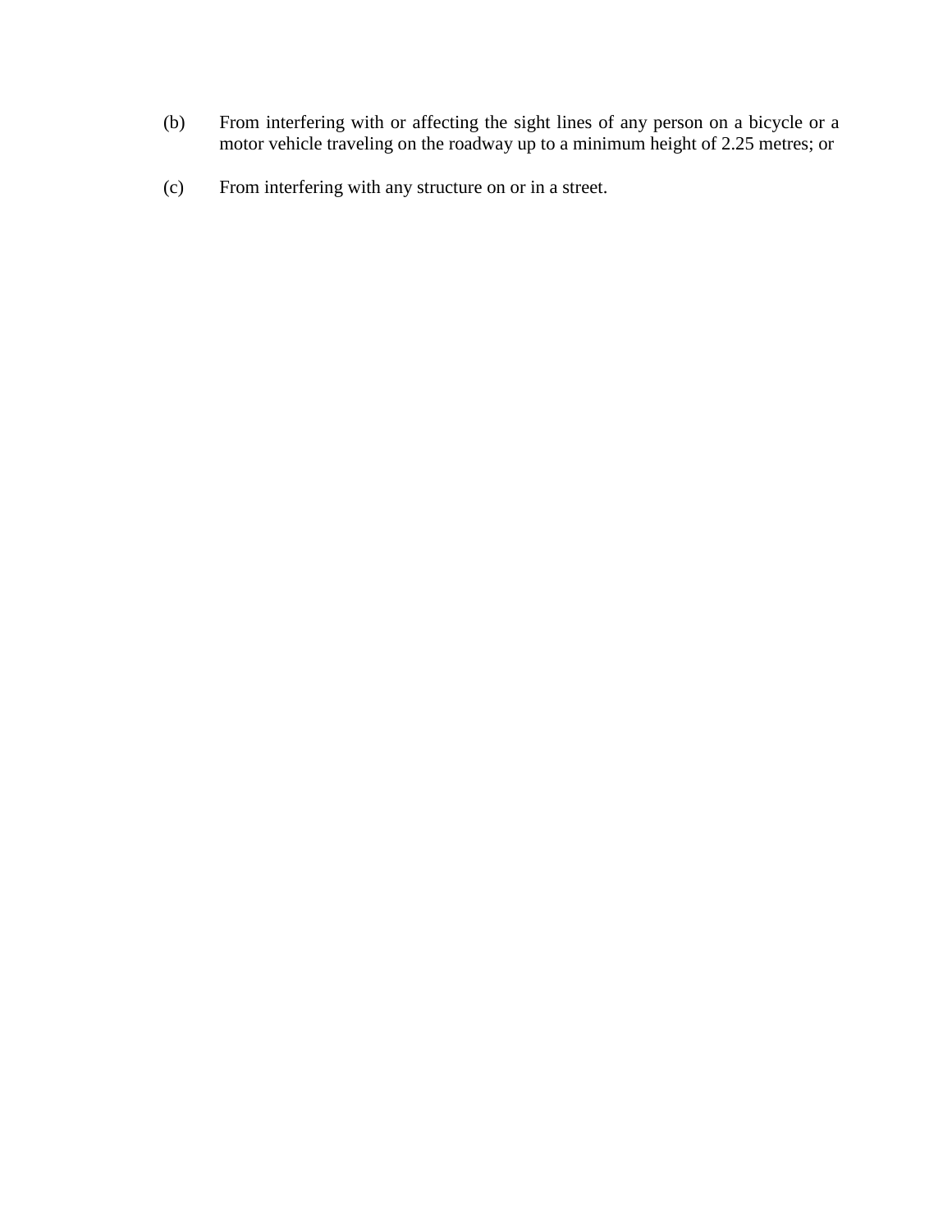(b) From interfering with or affecting the sight lines of any person on a bicycle or a motor vehicle traveling on the roadway up to a minimum height of 2.25 metres; or

(c) From interfering with any structure on or in a street.